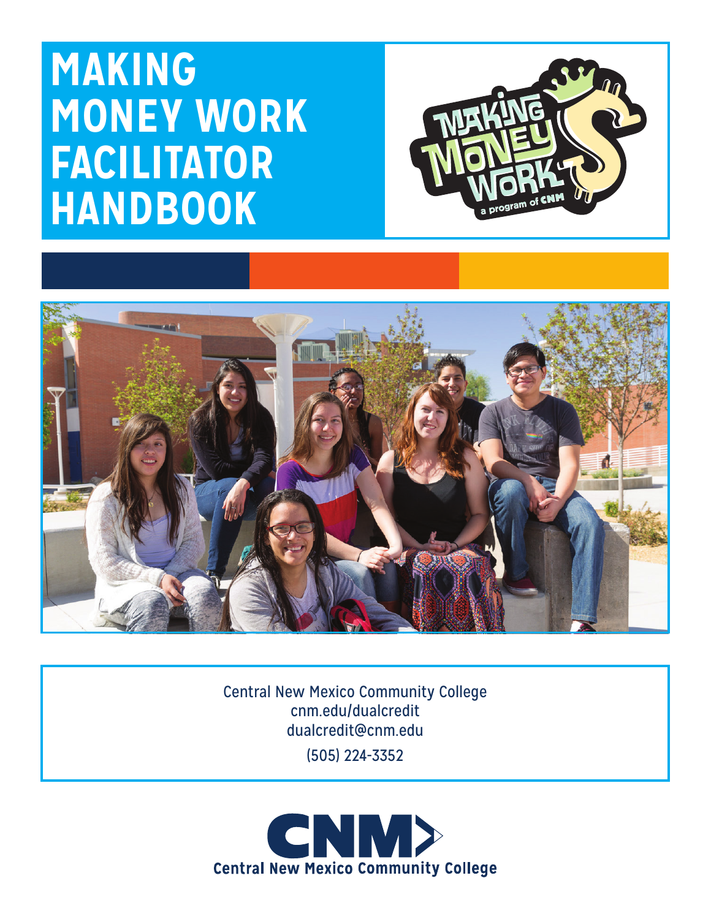# MAKING MONEY WORK FACILITATOR HANDBOOK

Central New Mexico Community College
cnm.edu/dualcredit
dualcredit@cnm.edu
(505) 224-3352

Central New Mexico Community College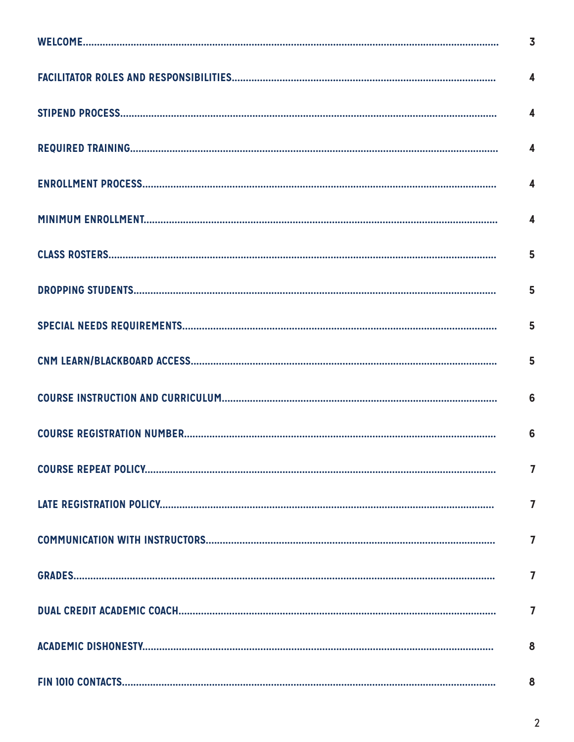| | |
|---|---|
| WELCOME | 3 |
| FACILITATOR ROLES AND RESPONSIBILITIES | 4 |
| STIPEND PROCESS | 4 |
| REQUIRED TRAINING | 4 |
| ENROLLMENT PROCESS | 4 |
| MINIMUM ENROLLMENT | 4 |
| CLASS ROSTERS | 5 |
| DROPPING STUDENTS | 5 |
| SPECIAL NEEDS REQUIREMENTS | 5 |
| CNM LEARN/BLACKBOARD ACCESS | 5 |
| COURSE INSTRUCTION AND CURRICULUM | 6 |
| COURSE REGISTRATION NUMBER | 6 |
| COURSE REPEAT POLICY | 7 |
| LATE REGISTRATION POLICY | 7 |
| COMMUNICATION WITH INSTRUCTORS | 7 |
| GRADES | 7 |
| DUAL CREDIT ACADEMIC COACH | 7 |
| ACADEMIC DISHONESTY | 8 |
| FIN 1010 CONTACTS | 8 |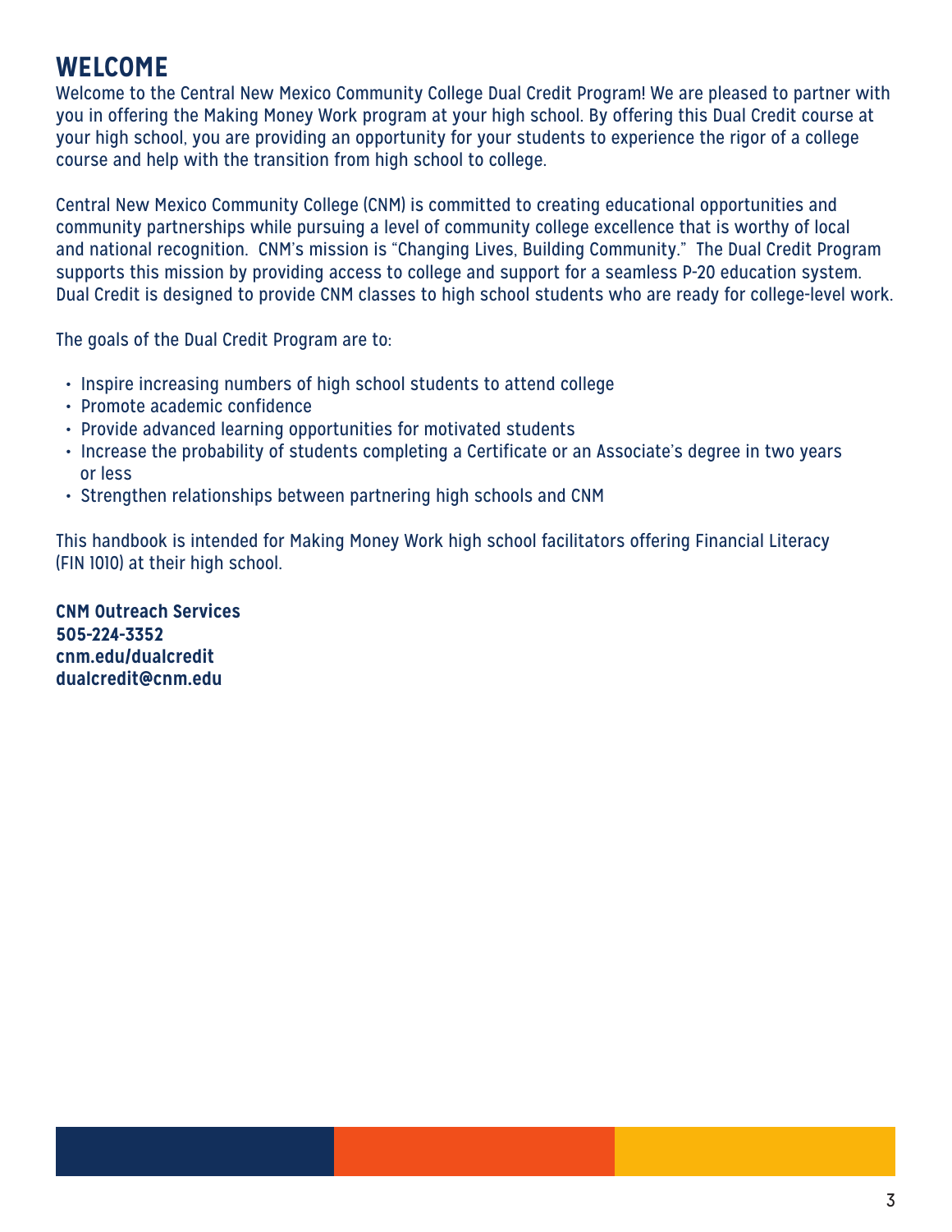# WELCOME

Welcome to the Central New Mexico Community College Dual Credit Program! We are pleased to partner with you in offering the Making Money Work program at your high school. By offering this Dual Credit course at your high school, you are providing an opportunity for your students to experience the rigor of a college course and help with the transition from high school to college.

Central New Mexico Community College (CNM) is committed to creating educational opportunities and community partnerships while pursuing a level of community college excellence that is worthy of local and national recognition. CNM's mission is "Changing Lives, Building Community." The Dual Credit Program supports this mission by providing access to college and support for a seamless P-20 education system. Dual Credit is designed to provide CNM classes to high school students who are ready for college-level work.

The goals of the Dual Credit Program are to:

- Inspire increasing numbers of high school students to attend college
- Promote academic confidence
- Provide advanced learning opportunities for motivated students
- Increase the probability of students completing a Certificate or an Associate's degree in two years or less
- Strengthen relationships between partnering high schools and CNM

This handbook is intended for Making Money Work high school facilitators offering Financial Literacy (FIN 1010) at their high school.

**CNM Outreach Services**
**505-224-3352**
**cnm.edu/dualcredit**
**dualcredit@cnm.edu**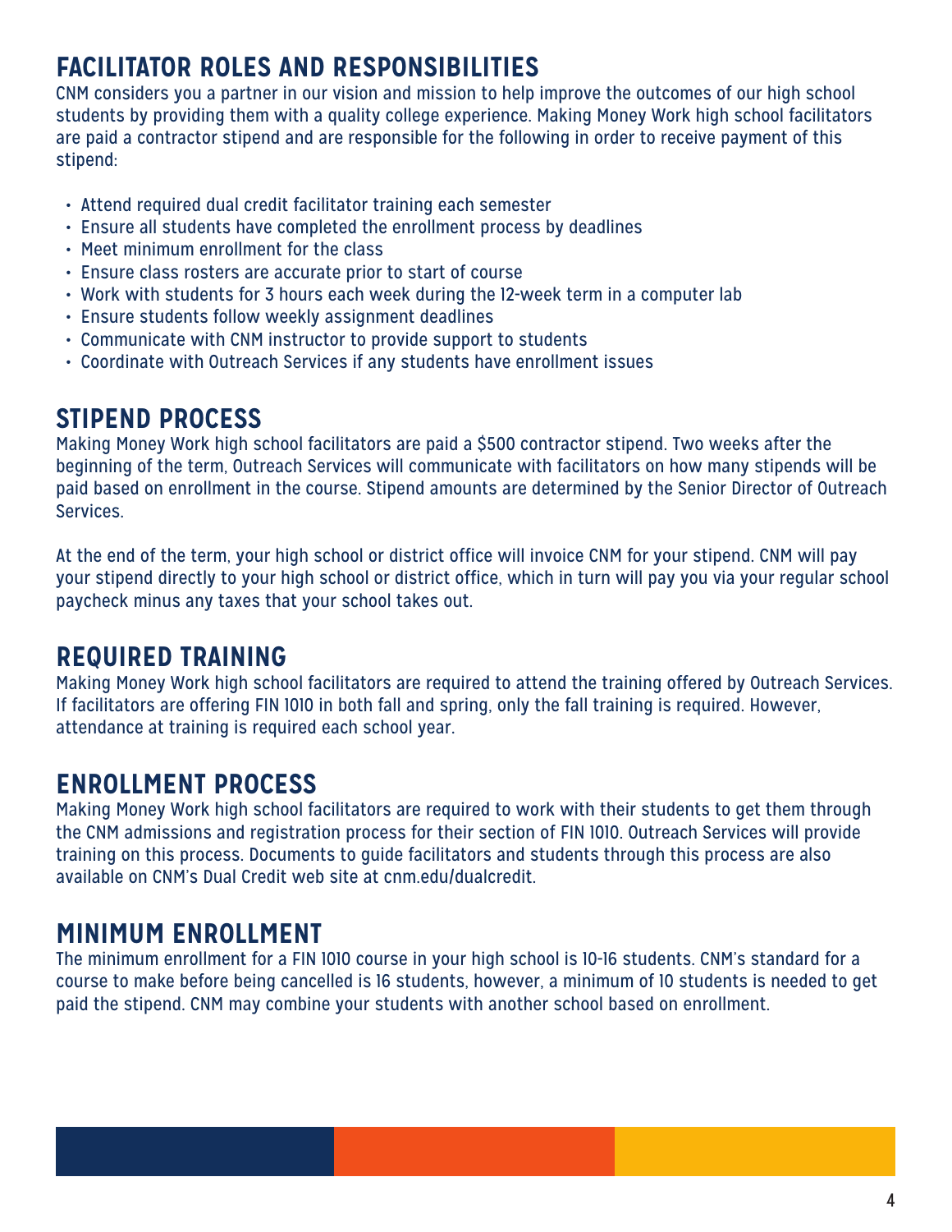## FACILITATOR ROLES AND RESPONSIBILITIES

CNM considers you a partner in our vision and mission to help improve the outcomes of our high school students by providing them with a quality college experience. Making Money Work high school facilitators are paid a contractor stipend and are responsible for the following in order to receive payment of this stipend:

- Attend required dual credit facilitator training each semester
- Ensure all students have completed the enrollment process by deadlines
- Meet minimum enrollment for the class
- Ensure class rosters are accurate prior to start of course
- Work with students for 3 hours each week during the 12-week term in a computer lab
- Ensure students follow weekly assignment deadlines
- Communicate with CNM instructor to provide support to students
- Coordinate with Outreach Services if any students have enrollment issues

## STIPEND PROCESS

Making Money Work high school facilitators are paid a $500 contractor stipend. Two weeks after the beginning of the term, Outreach Services will communicate with facilitators on how many stipends will be paid based on enrollment in the course. Stipend amounts are determined by the Senior Director of Outreach Services.

At the end of the term, your high school or district office will invoice CNM for your stipend. CNM will pay your stipend directly to your high school or district office, which in turn will pay you via your regular school paycheck minus any taxes that your school takes out.

## REQUIRED TRAINING

Making Money Work high school facilitators are required to attend the training offered by Outreach Services. If facilitators are offering FIN 1010 in both fall and spring, only the fall training is required. However, attendance at training is required each school year.

## ENROLLMENT PROCESS

Making Money Work high school facilitators are required to work with their students to get them through the CNM admissions and registration process for their section of FIN 1010. Outreach Services will provide training on this process. Documents to guide facilitators and students through this process are also available on CNM's Dual Credit web site at cnm.edu/dualcredit.

## MINIMUM ENROLLMENT

The minimum enrollment for a FIN 1010 course in your high school is 10-16 students. CNM's standard for a course to make before being cancelled is 16 students, however, a minimum of 10 students is needed to get paid the stipend. CNM may combine your students with another school based on enrollment.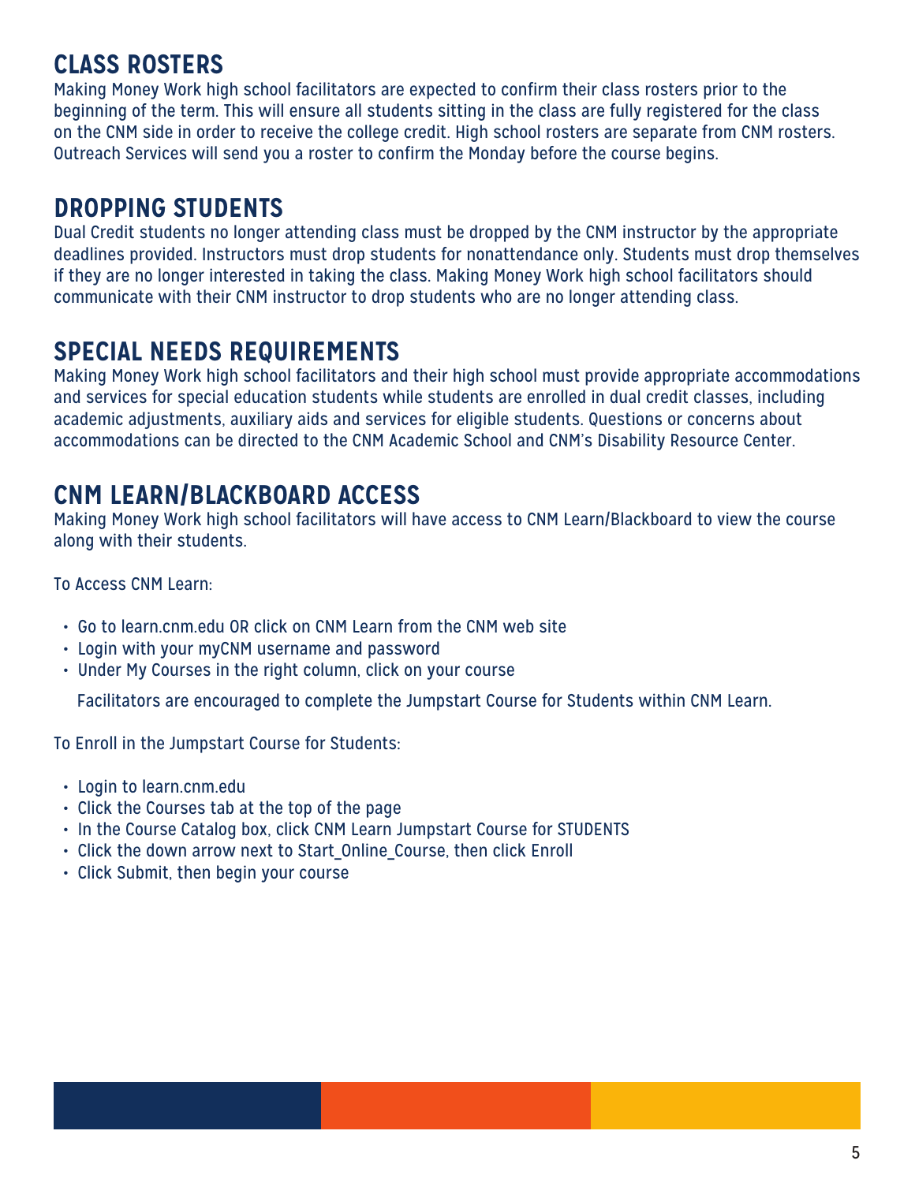## CLASS ROSTERS

Making Money Work high school facilitators are expected to confirm their class rosters prior to the beginning of the term. This will ensure all students sitting in the class are fully registered for the class on the CNM side in order to receive the college credit. High school rosters are separate from CNM rosters. Outreach Services will send you a roster to confirm the Monday before the course begins.

## DROPPING STUDENTS

Dual Credit students no longer attending class must be dropped by the CNM instructor by the appropriate deadlines provided. Instructors must drop students for nonattendance only. Students must drop themselves if they are no longer interested in taking the class. Making Money Work high school facilitators should communicate with their CNM instructor to drop students who are no longer attending class.

## SPECIAL NEEDS REQUIREMENTS

Making Money Work high school facilitators and their high school must provide appropriate accommodations and services for special education students while students are enrolled in dual credit classes, including academic adjustments, auxiliary aids and services for eligible students. Questions or concerns about accommodations can be directed to the CNM Academic School and CNM's Disability Resource Center.

## CNM LEARN/BLACKBOARD ACCESS

Making Money Work high school facilitators will have access to CNM Learn/Blackboard to view the course along with their students.

To Access CNM Learn:

- Go to learn.cnm.edu OR click on CNM Learn from the CNM web site
- Login with your myCNM username and password
- Under My Courses in the right column, click on your course

Facilitators are encouraged to complete the Jumpstart Course for Students within CNM Learn.

To Enroll in the Jumpstart Course for Students:

- Login to learn.cnm.edu
- Click the Courses tab at the top of the page
- In the Course Catalog box, click CNM Learn Jumpstart Course for STUDENTS
- Click the down arrow next to Start_Online_Course, then click Enroll
- Click Submit, then begin your course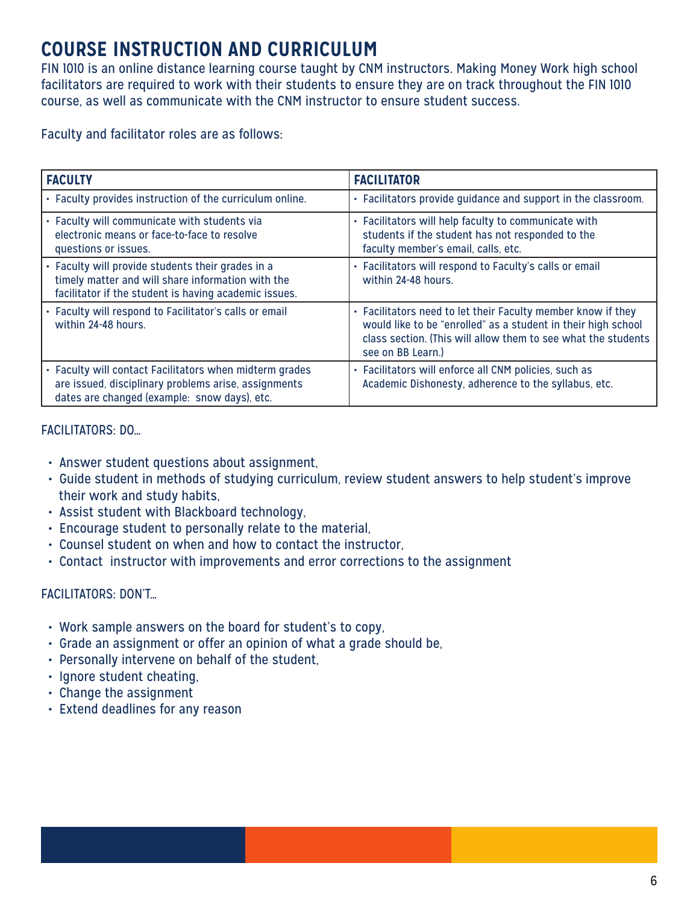# COURSE INSTRUCTION AND CURRICULUM

FIN 1010 is an online distance learning course taught by CNM instructors. Making Money Work high school facilitators are required to work with their students to ensure they are on track throughout the FIN 1010 course, as well as communicate with the CNM instructor to ensure student success.

Faculty and facilitator roles are as follows:

| FACULTY | FACILITATOR |
|---|---|
| • Faculty provides instruction of the curriculum online. | • Facilitators provide guidance and support in the classroom. |
| • Faculty will communicate with students via electronic means or face-to-face to resolve questions or issues. | • Facilitators will help faculty to communicate with students if the student has not responded to the faculty member's email, calls, etc. |
| • Faculty will provide students their grades in a timely matter and will share information with the facilitator if the student is having academic issues. | • Facilitators will respond to Faculty's calls or email within 24-48 hours. |
| • Faculty will respond to Facilitator's calls or email within 24-48 hours. | • Facilitators need to let their Faculty member know if they would like to be "enrolled" as a student in their high school class section. (This will allow them to see what the students see on BB Learn.) |
| • Faculty will contact Facilitators when midterm grades are issued, disciplinary problems arise, assignments dates are changed (example: snow days), etc. | • Facilitators will enforce all CNM policies, such as Academic Dishonesty, adherence to the syllabus, etc. |

FACILITATORS: DO…

- Answer student questions about assignment,
- Guide student in methods of studying curriculum, review student answers to help student's improve their work and study habits,
- Assist student with Blackboard technology,
- Encourage student to personally relate to the material,
- Counsel student on when and how to contact the instructor,
- Contact instructor with improvements and error corrections to the assignment

FACILITATORS: DON'T…

- Work sample answers on the board for student's to copy,
- Grade an assignment or offer an opinion of what a grade should be,
- Personally intervene on behalf of the student,
- Ignore student cheating,
- Change the assignment
- Extend deadlines for any reason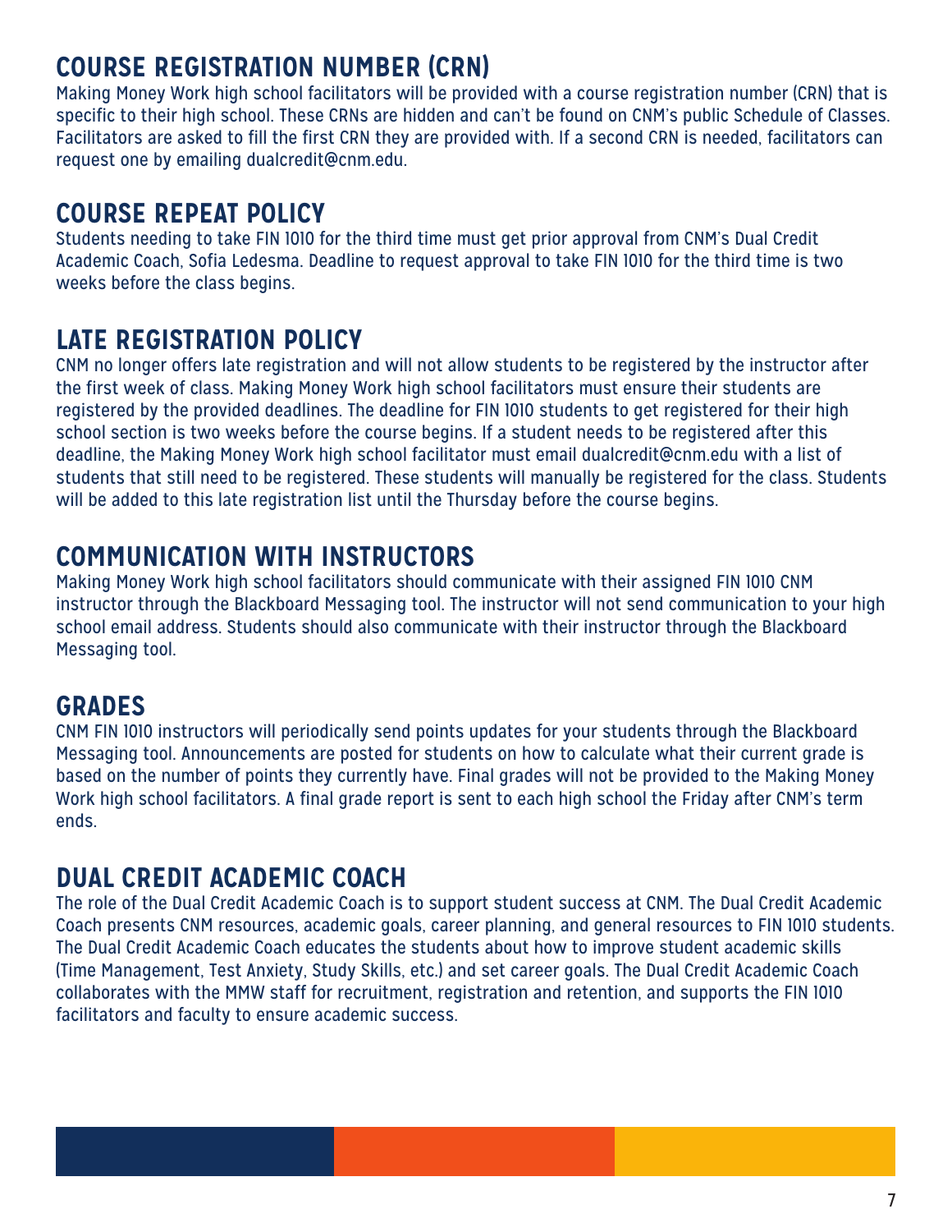## COURSE REGISTRATION NUMBER (CRN)

Making Money Work high school facilitators will be provided with a course registration number (CRN) that is specific to their high school. These CRNs are hidden and can't be found on CNM's public Schedule of Classes. Facilitators are asked to fill the first CRN they are provided with. If a second CRN is needed, facilitators can request one by emailing dualcredit@cnm.edu.

## COURSE REPEAT POLICY

Students needing to take FIN 1010 for the third time must get prior approval from CNM's Dual Credit Academic Coach, Sofia Ledesma. Deadline to request approval to take FIN 1010 for the third time is two weeks before the class begins.

## LATE REGISTRATION POLICY

CNM no longer offers late registration and will not allow students to be registered by the instructor after the first week of class. Making Money Work high school facilitators must ensure their students are registered by the provided deadlines. The deadline for FIN 1010 students to get registered for their high school section is two weeks before the course begins. If a student needs to be registered after this deadline, the Making Money Work high school facilitator must email dualcredit@cnm.edu with a list of students that still need to be registered. These students will manually be registered for the class. Students will be added to this late registration list until the Thursday before the course begins.

## COMMUNICATION WITH INSTRUCTORS

Making Money Work high school facilitators should communicate with their assigned FIN 1010 CNM instructor through the Blackboard Messaging tool. The instructor will not send communication to your high school email address. Students should also communicate with their instructor through the Blackboard Messaging tool.

## GRADES

CNM FIN 1010 instructors will periodically send points updates for your students through the Blackboard Messaging tool. Announcements are posted for students on how to calculate what their current grade is based on the number of points they currently have. Final grades will not be provided to the Making Money Work high school facilitators. A final grade report is sent to each high school the Friday after CNM's term ends.

## DUAL CREDIT ACADEMIC COACH

The role of the Dual Credit Academic Coach is to support student success at CNM. The Dual Credit Academic Coach presents CNM resources, academic goals, career planning, and general resources to FIN 1010 students. The Dual Credit Academic Coach educates the students about how to improve student academic skills (Time Management, Test Anxiety, Study Skills, etc.) and set career goals. The Dual Credit Academic Coach collaborates with the MMW staff for recruitment, registration and retention, and supports the FIN 1010 facilitators and faculty to ensure academic success.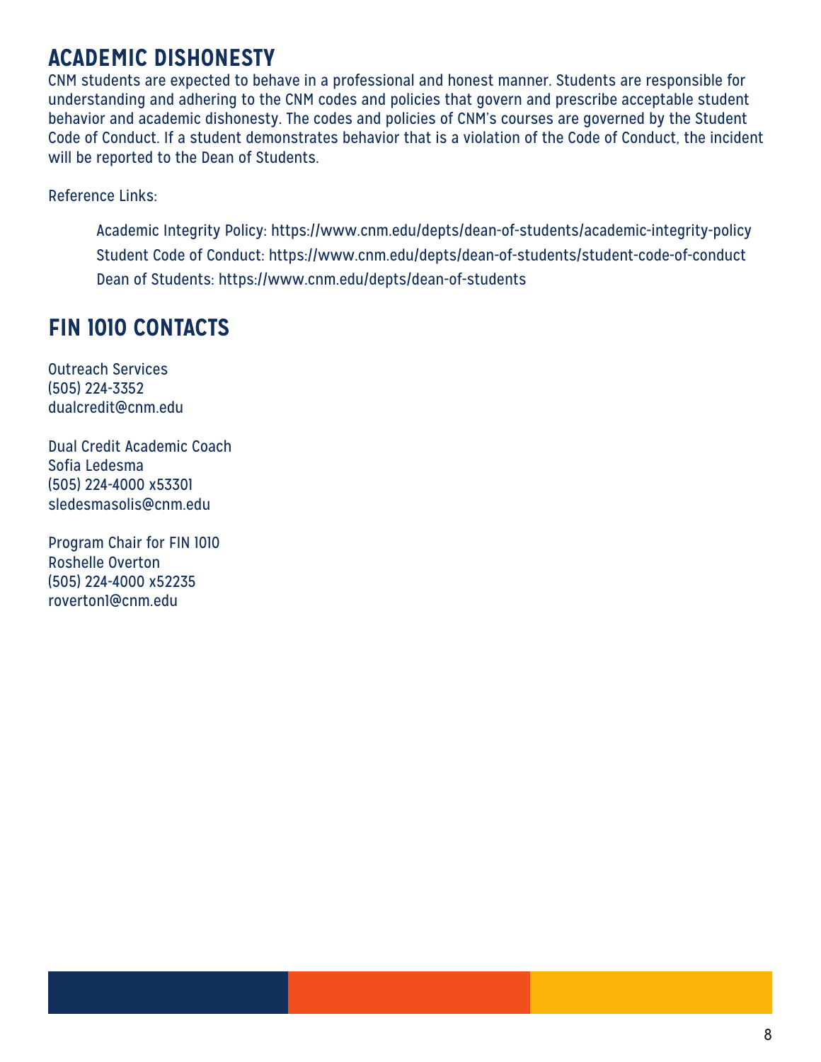## ACADEMIC DISHONESTY

CNM students are expected to behave in a professional and honest manner. Students are responsible for understanding and adhering to the CNM codes and policies that govern and prescribe acceptable student behavior and academic dishonesty. The codes and policies of CNM's courses are governed by the Student Code of Conduct. If a student demonstrates behavior that is a violation of the Code of Conduct, the incident will be reported to the Dean of Students.

Reference Links:

Academic Integrity Policy: https://www.cnm.edu/depts/dean-of-students/academic-integrity-policy
Student Code of Conduct: https://www.cnm.edu/depts/dean-of-students/student-code-of-conduct
Dean of Students: https://www.cnm.edu/depts/dean-of-students

## FIN 1010 CONTACTS

Outreach Services
(505) 224-3352
dualcredit@cnm.edu

Dual Credit Academic Coach
Sofia Ledesma
(505) 224-4000 x53301
sledesmasolis@cnm.edu

Program Chair for FIN 1010
Roshelle Overton
(505) 224-4000 x52235
roverton1@cnm.edu